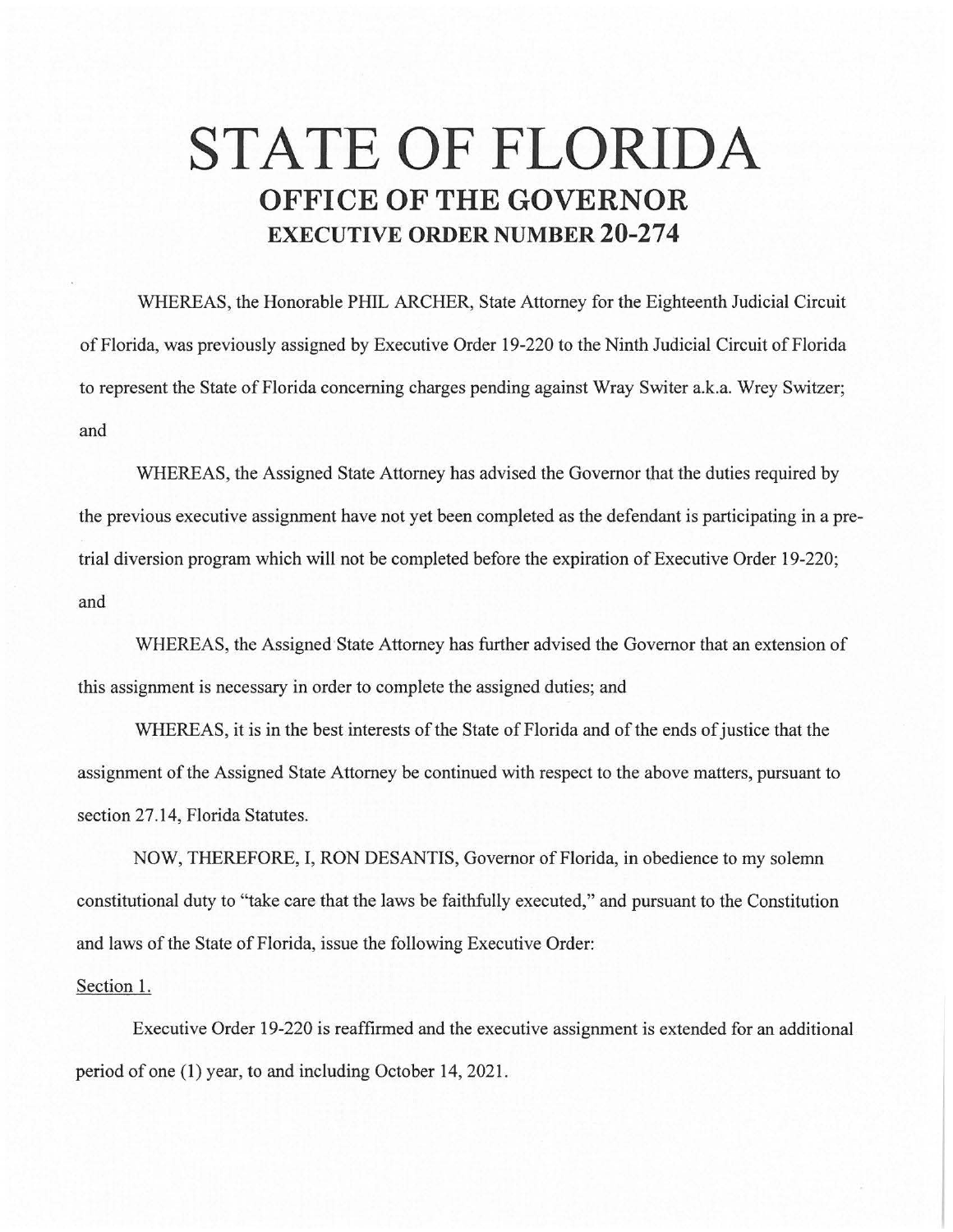# STATE OF FLORIDA

## OFFICE OF THE GOVERNOR

### EXECUTIVE ORDER NUMBER 20-274

WHEREAS, the Honorable PHIL ARCHER, State Attorney for the Eighteenth Judicial Circuit of Florida, was previously assigned by Executive Order 19-220 to the Ninth Judicial Circuit of Florida to represent the State of Florida concerning charges pending against Wray Switer a.k.a. Wrey Switzer; and

WHEREAS, the Assigned State Attorney has advised the Governor that the duties required by the previous executive assignment have not yet been completed as the defendant is participating in a pre-trial diversion program which will not be completed before the expiration of Executive Order 19-220; and

WHEREAS, the Assigned State Attorney has further advised the Governor that an extension of this assignment is necessary in order to complete the assigned duties; and

WHEREAS, it is in the best interests of the State of Florida and of the ends of justice that the assignment of the Assigned State Attorney be continued with respect to the above matters, pursuant to section 27.14, Florida Statutes.

NOW, THEREFORE, I, RON DESANTIS, Governor of Florida, in obedience to my solemn constitutional duty to "take care that the laws be faithfully executed," and pursuant to the Constitution and laws of the State of Florida, issue the following Executive Order:

Section 1.

Executive Order 19-220 is reaffirmed and the executive assignment is extended for an additional period of one (1) year, to and including October 14, 2021.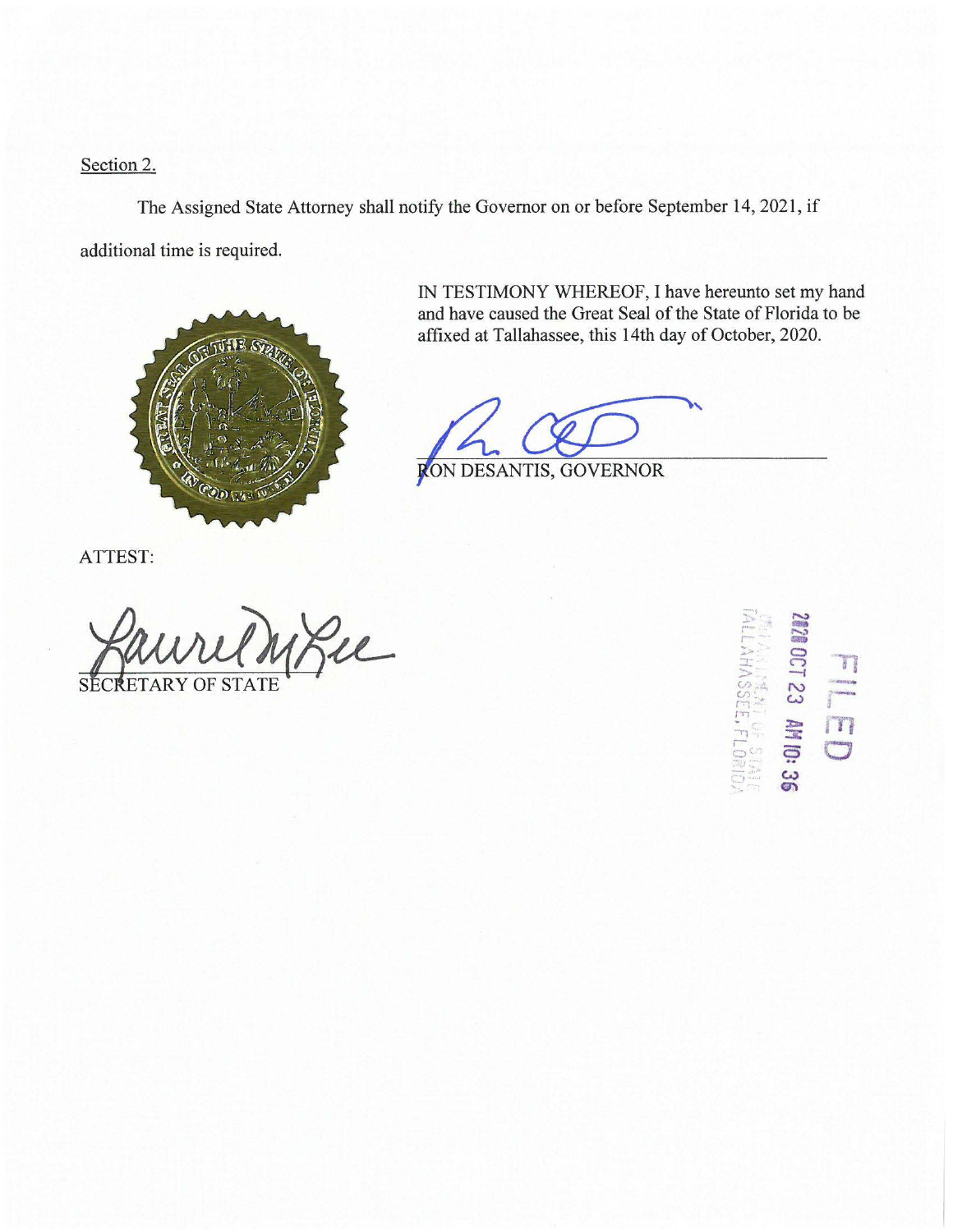Section 2.

The Assigned State Attorney shall notify the Governor on or before September 14, 2021, if additional time is required.

IN TESTIMONY WHEREOF, I have hereunto set my hand and have caused the Great Seal of the State of Florida to be affixed at Tallahassee, this 14th day of October, 2020.

RON DESANTIS, GOVERNOR

ATTEST:

SECRETARY OF STATE

FILED

2020 OCT 23 AM 10: 36

DEPARTMENT OF STATE
TALLAHASSEE, FLORIDA